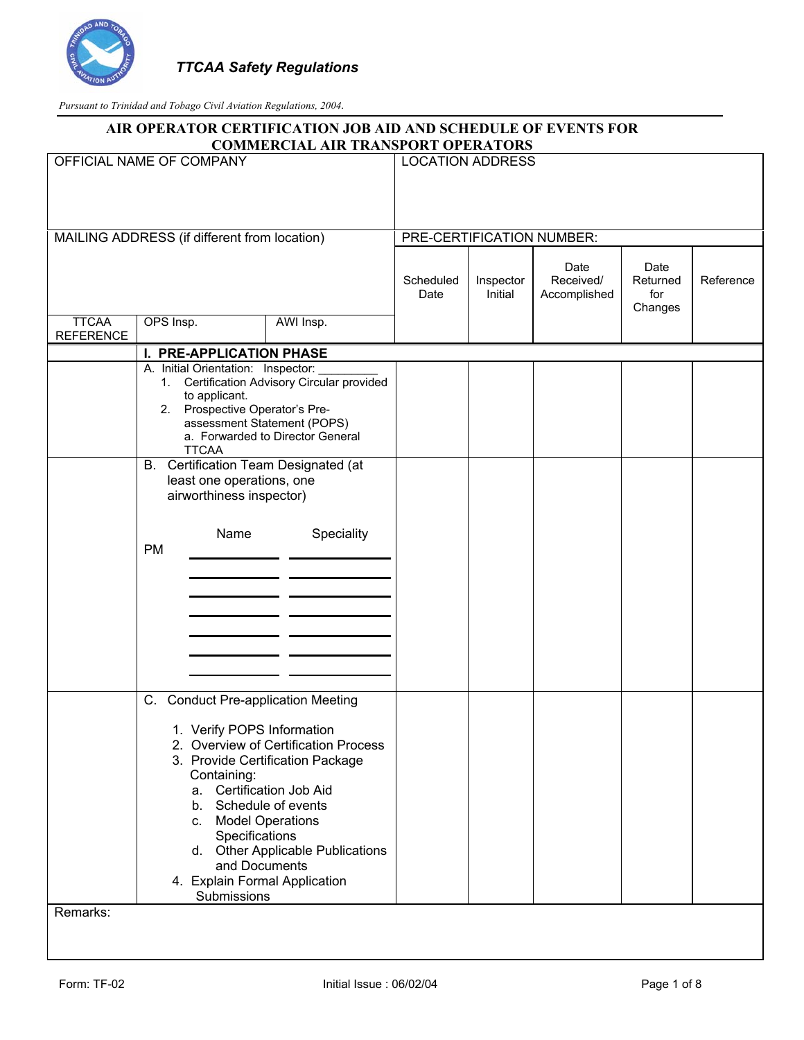*TTCAA Safety Regulations*

*Pursuant to Trinidad and Tobago Civil Aviation Regulations, 2004.*

**AIR OPERATOR CERTIFICATION JOB AID AND SCHEDULE OF EVENTS FOR COMMERCIAL AIR TRANSPORT OPERATORS**

| OFFICIAL NAME OF COMPANY | | | LOCATION ADDRESS | | | | |
|---|---|---|---|---|---|---|---|
| MAILING ADDRESS (if different from location) | | | PRE-CERTIFICATION NUMBER: | | | | |
| | | | Scheduled Date | Inspector Initial | Date Received/ Accomplished | Date Returned for Changes | Reference |
| TTCAA REFERENCE | OPS Insp. | AWI Insp. | | | | | |
| | **I. PRE-APPLICATION PHASE** | | | | | | |
| | A. Initial Orientation: Inspector: _________<br>1. Certification Advisory Circular provided to applicant.<br>2. Prospective Operator's Pre-assessment Statement (POPS)<br>a. Forwarded to Director General TTCAA | | | | | | |
| | B. Certification Team Designated (at least one operations, one airworthiness inspector)<br>Name / Speciality<br>PM ________ ________<br>________ ________<br>________ ________<br>________ ________<br>________ ________<br>________ ________<br>________ ________ | | | | | | |
| | C. Conduct Pre-application Meeting<br>1. Verify POPS Information<br>2. Overview of Certification Process<br>3. Provide Certification Package Containing:<br>a. Certification Job Aid<br>b. Schedule of events<br>c. Model Operations Specifications<br>d. Other Applicable Publications and Documents<br>4. Explain Formal Application Submissions | | | | | | |
| Remarks: | | | | | | | |

Form: TF-02 — Initial Issue : 06/02/04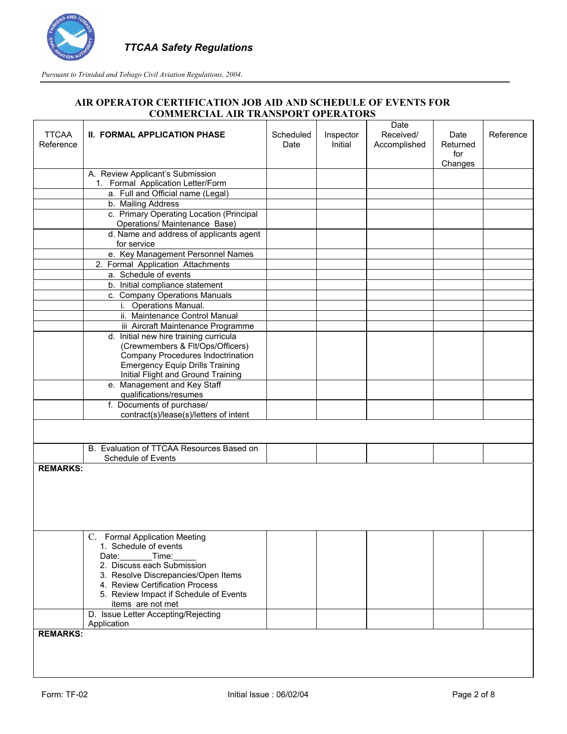## AIR OPERATOR CERTIFICATION JOB AID AND SCHEDULE OF EVENTS FOR COMMERCIAL AIR TRANSPORT OPERATORS

| TTCAA Reference | II. FORMAL APPLICATION PHASE | Scheduled Date | Inspector Initial | Date Received/ Accomplished | Date Returned for Changes | Reference |
|---|---|---|---|---|---|---|
| | A. Review Applicant's Submission<br>1. Formal Application Letter/Form | | | | | |
| | a. Full and Official name (Legal) | | | | | |
| | b. Mailing Address | | | | | |
| | c. Primary Operating Location (Principal Operations/ Maintenance Base) | | | | | |
| | d. Name and address of applicants agent for service | | | | | |
| | e. Key Management Personnel Names | | | | | |
| | 2. Formal Application Attachments | | | | | |
| | a. Schedule of events | | | | | |
| | b. Initial compliance statement | | | | | |
| | c. Company Operations Manuals | | | | | |
| | i. Operations Manual. | | | | | |
| | ii. Maintenance Control Manual | | | | | |
| | iii Aircraft Maintenance Programme | | | | | |
| | d. Initial new hire training curricula (Crewmembers & Flt/Ops/Officers) Company Procedures Indoctrination Emergency Equip Drills Training Initial Flight and Ground Training | | | | | |
| | e. Management and Key Staff qualifications/resumes | | | | | |
| | f. Documents of purchase/ contract(s)/lease(s)/letters of intent | | | | | |
| | | | | | | |
| | B. Evaluation of TTCAA Resources Based on Schedule of Events | | | | | |

**REMARKS:**

| TTCAA Reference | II. FORMAL APPLICATION PHASE | Scheduled Date | Inspector Initial | Date Received/ Accomplished | Date Returned for Changes | Reference |
|---|---|---|---|---|---|---|
| | C. Formal Application Meeting<br>1. Schedule of events<br>Date:_______Time:_____<br>2. Discuss each Submission<br>3. Resolve Discrepancies/Open Items<br>4. Review Certification Process<br>5. Review Impact if Schedule of Events items are not met | | | | | |
| | D. Issue Letter Accepting/Rejecting Application | | | | | |

**REMARKS:**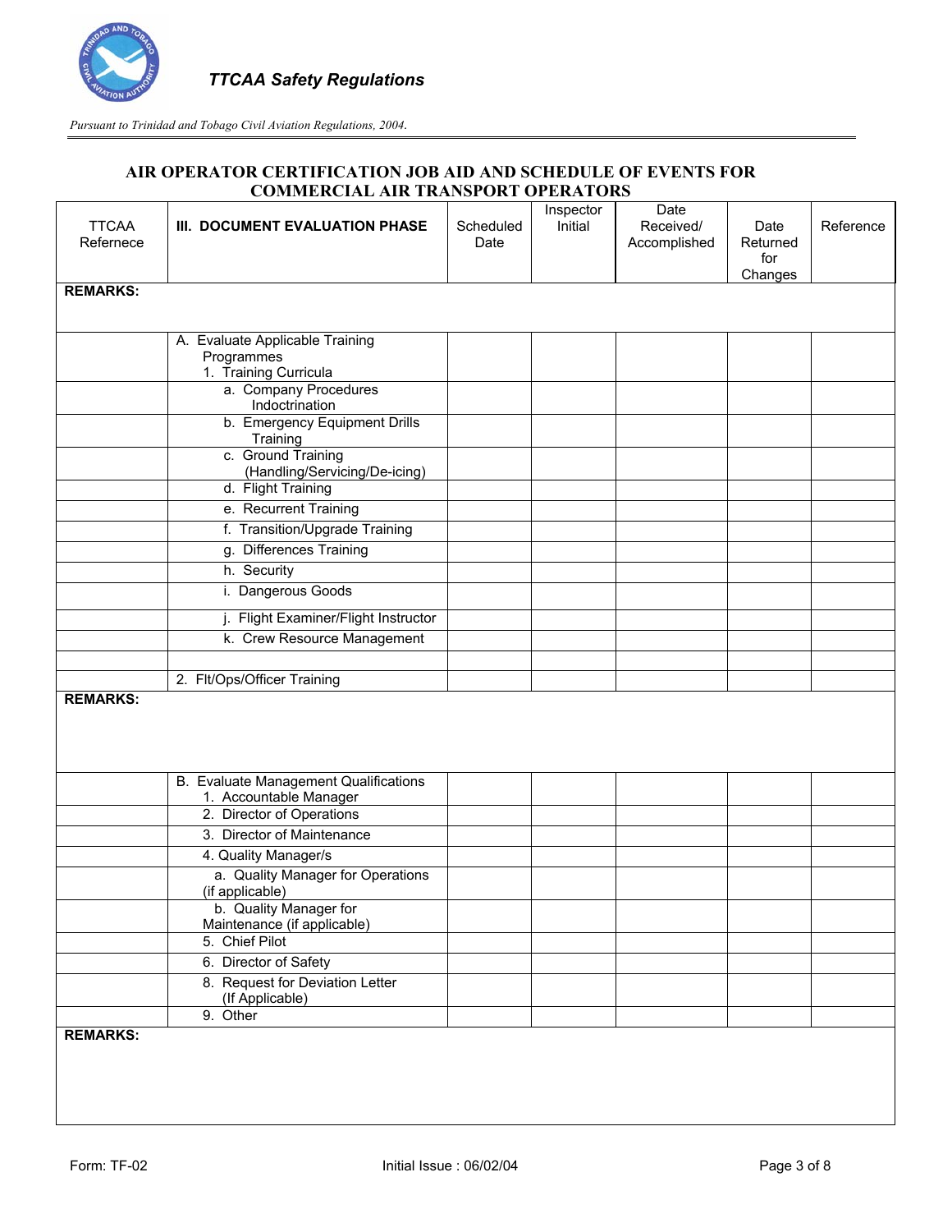**TTCAA Safety Regulations**

*Pursuant to Trinidad and Tobago Civil Aviation Regulations, 2004.*

## AIR OPERATOR CERTIFICATION JOB AID AND SCHEDULE OF EVENTS FOR COMMERCIAL AIR TRANSPORT OPERATORS

| TTCAA Refernece | III. DOCUMENT EVALUATION PHASE | Scheduled Date | Inspector Initial | Date Received/ Accomplished | Date Returned for Changes | Reference |
|---|---|---|---|---|---|---|
| **REMARKS:** | | | | | | |
| | A. Evaluate Applicable Training Programmes<br>1. Training Curricula | | | | | |
| | a. Company Procedures Indoctrination | | | | | |
| | b. Emergency Equipment Drills Training | | | | | |
| | c. Ground Training (Handling/Servicing/De-icing) | | | | | |
| | d. Flight Training | | | | | |
| | e. Recurrent Training | | | | | |
| | f. Transition/Upgrade Training | | | | | |
| | g. Differences Training | | | | | |
| | h. Security | | | | | |
| | i. Dangerous Goods | | | | | |
| | j. Flight Examiner/Flight Instructor | | | | | |
| | k. Crew Resource Management | | | | | |
| | | | | | | |
| | 2. Flt/Ops/Officer Training | | | | | |
| **REMARKS:** | | | | | | |
| | B. Evaluate Management Qualifications<br>1. Accountable Manager | | | | | |
| | 2. Director of Operations | | | | | |
| | 3. Director of Maintenance | | | | | |
| | 4. Quality Manager/s | | | | | |
| | a. Quality Manager for Operations (if applicable) | | | | | |
| | b. Quality Manager for Maintenance (if applicable) | | | | | |
| | 5. Chief Pilot | | | | | |
| | 6. Director of Safety | | | | | |
| | 8. Request for Deviation Letter (If Applicable) | | | | | |
| | 9. Other | | | | | |
| **REMARKS:** | | | | | | |

Form: TF-02 Initial Issue : 06/02/04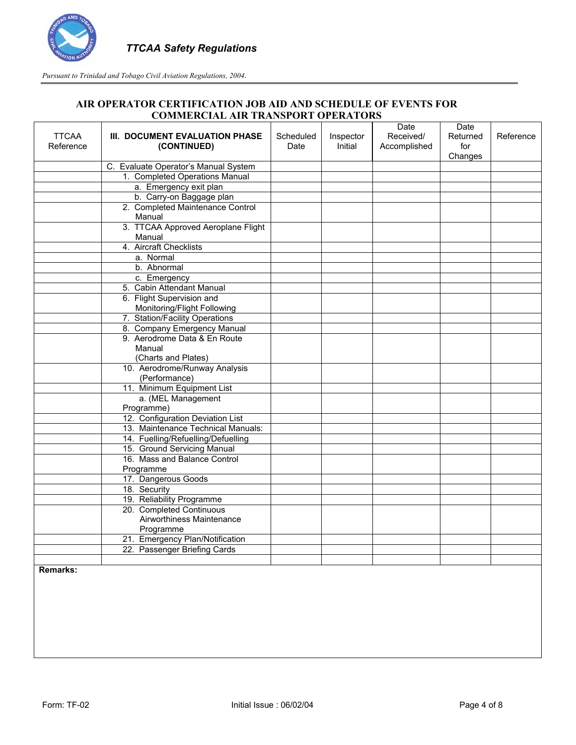*TTCAA Safety Regulations*

*Pursuant to Trinidad and Tobago Civil Aviation Regulations, 2004.*

## AIR OPERATOR CERTIFICATION JOB AID AND SCHEDULE OF EVENTS FOR COMMERCIAL AIR TRANSPORT OPERATORS

| TTCAA Reference | III. DOCUMENT EVALUATION PHASE (CONTINUED) | Scheduled Date | Inspector Initial | Date Received/ Accomplished | Date Returned for Changes | Reference |
|---|---|---|---|---|---|---|
| | C. Evaluate Operator's Manual System | | | | | |
| | 1. Completed Operations Manual | | | | | |
| | a. Emergency exit plan | | | | | |
| | b. Carry-on Baggage plan | | | | | |
| | 2. Completed Maintenance Control Manual | | | | | |
| | 3. TTCAA Approved Aeroplane Flight Manual | | | | | |
| | 4. Aircraft Checklists | | | | | |
| | a. Normal | | | | | |
| | b. Abnormal | | | | | |
| | c. Emergency | | | | | |
| | 5. Cabin Attendant Manual | | | | | |
| | 6. Flight Supervision and Monitoring/Flight Following | | | | | |
| | 7. Station/Facility Operations | | | | | |
| | 8. Company Emergency Manual | | | | | |
| | 9. Aerodrome Data & En Route Manual (Charts and Plates) | | | | | |
| | 10. Aerodrome/Runway Analysis (Performance) | | | | | |
| | 11. Minimum Equipment List | | | | | |
| | a. (MEL Management Programme) | | | | | |
| | 12. Configuration Deviation List | | | | | |
| | 13. Maintenance Technical Manuals: | | | | | |
| | 14. Fuelling/Refuelling/Defuelling | | | | | |
| | 15. Ground Servicing Manual | | | | | |
| | 16. Mass and Balance Control Programme | | | | | |
| | 17. Dangerous Goods | | | | | |
| | 18. Security | | | | | |
| | 19. Reliability Programme | | | | | |
| | 20. Completed Continuous Airworthiness Maintenance Programme | | | | | |
| | 21. Emergency Plan/Notification | | | | | |
| | 22. Passenger Briefing Cards | | | | | |
| | | | | | | |

**Remarks:**

Form: TF-02 Initial Issue : 06/02/04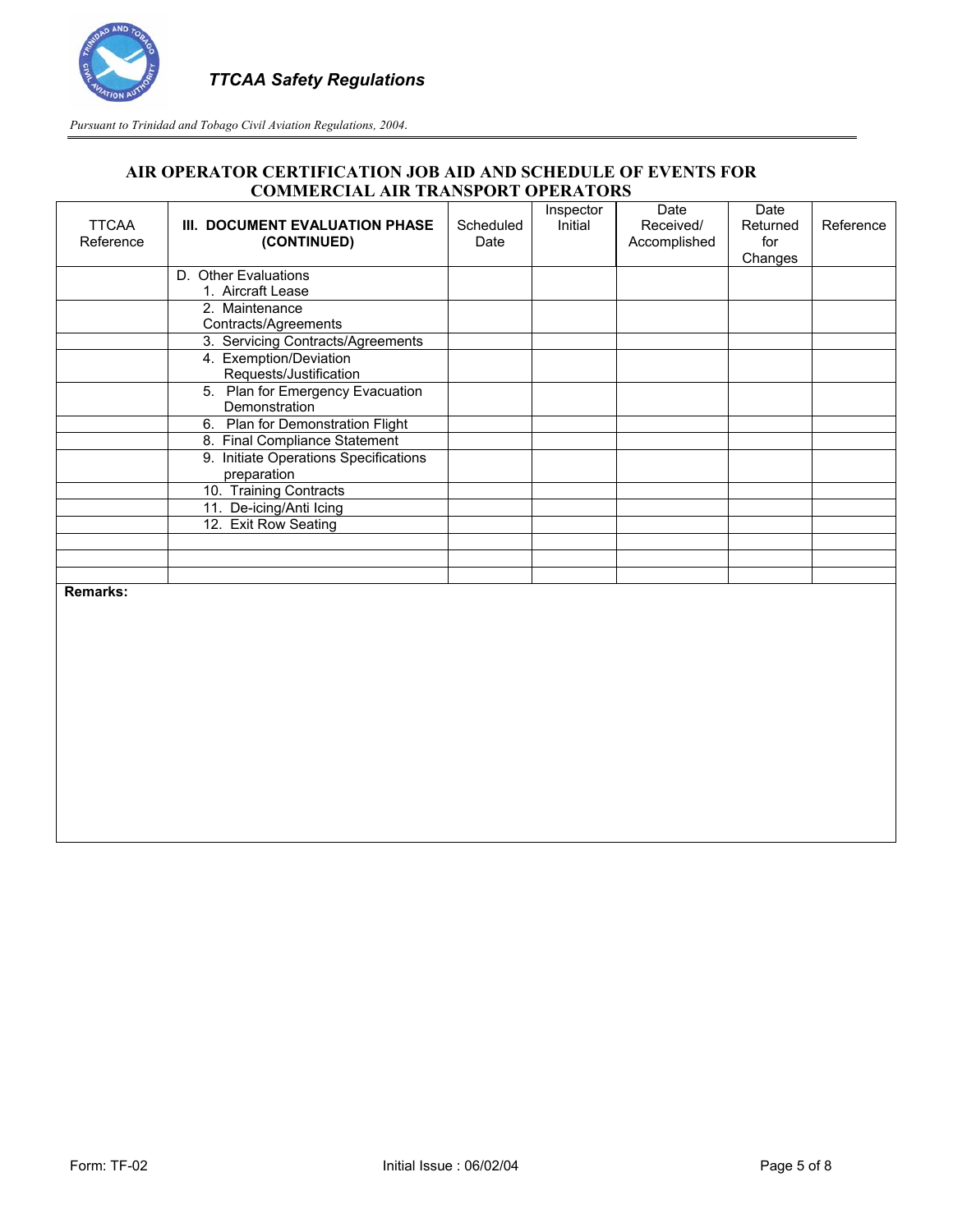## AIR OPERATOR CERTIFICATION JOB AID AND SCHEDULE OF EVENTS FOR COMMERCIAL AIR TRANSPORT OPERATORS

| TTCAA Reference | III. DOCUMENT EVALUATION PHASE (CONTINUED) | Scheduled Date | Inspector Initial | Date Received/ Accomplished | Date Returned for Changes | Reference |
|---|---|---|---|---|---|---|
| | D. Other Evaluations<br>1. Aircraft Lease | | | | | |
| | 2. Maintenance Contracts/Agreements | | | | | |
| | 3. Servicing Contracts/Agreements | | | | | |
| | 4. Exemption/Deviation Requests/Justification | | | | | |
| | 5. Plan for Emergency Evacuation Demonstration | | | | | |
| | 6. Plan for Demonstration Flight | | | | | |
| | 8. Final Compliance Statement | | | | | |
| | 9. Initiate Operations Specifications preparation | | | | | |
| | 10. Training Contracts | | | | | |
| | 11. De-icing/Anti Icing | | | | | |
| | 12. Exit Row Seating | | | | | |
| | | | | | | |
| | | | | | | |
| | | | | | | |

**Remarks:**

Form: TF-02 Initial Issue : 06/02/04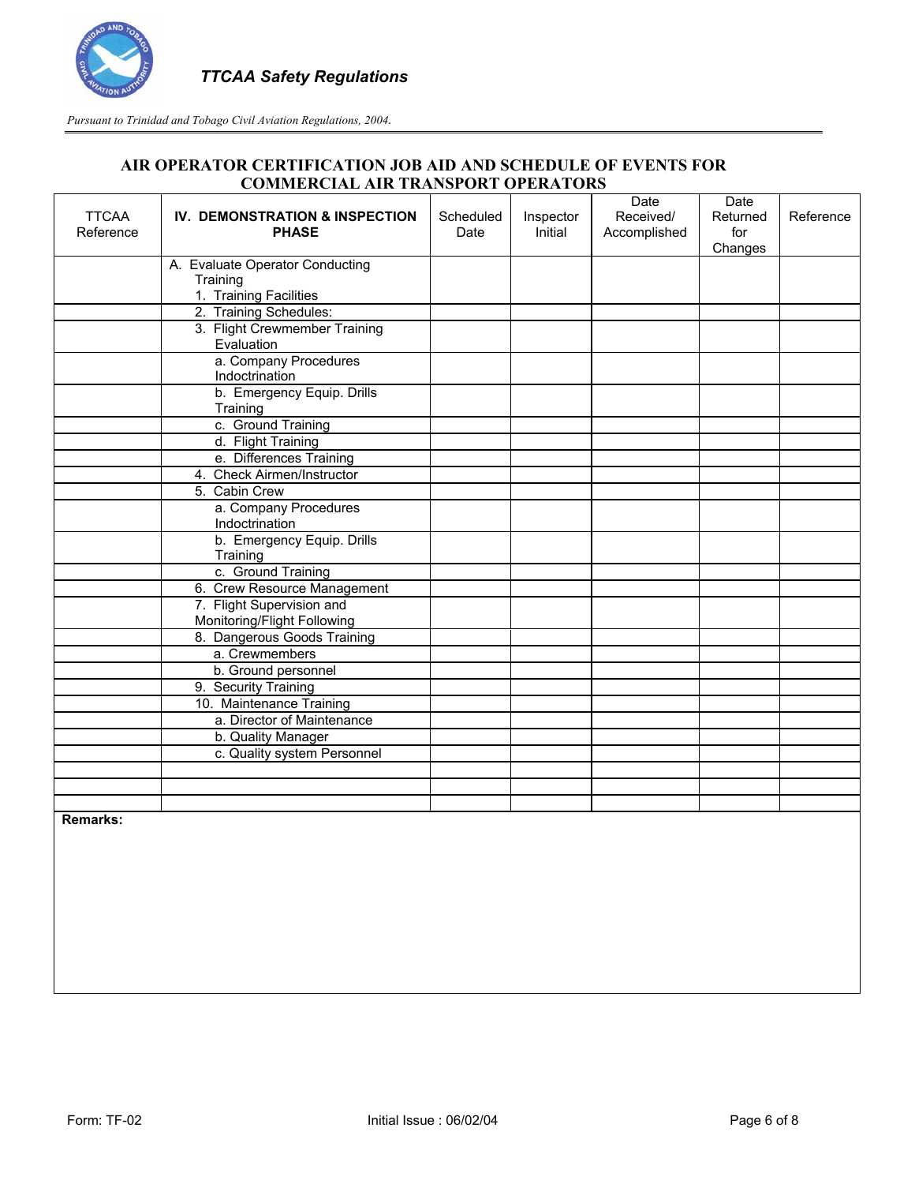## AIR OPERATOR CERTIFICATION JOB AID AND SCHEDULE OF EVENTS FOR COMMERCIAL AIR TRANSPORT OPERATORS

| TTCAA Reference | **IV. DEMONSTRATION & INSPECTION PHASE** | Scheduled Date | Inspector Initial | Date Received/ Accomplished | Date Returned for Changes | Reference |
|---|---|---|---|---|---|---|
| | A. Evaluate Operator Conducting Training<br>1. Training Facilities | | | | | |
| | 2. Training Schedules: | | | | | |
| | 3. Flight Crewmember Training Evaluation | | | | | |
| | a. Company Procedures Indoctrination | | | | | |
| | b. Emergency Equip. Drills Training | | | | | |
| | c. Ground Training | | | | | |
| | d. Flight Training | | | | | |
| | e. Differences Training | | | | | |
| | 4. Check Airmen/Instructor | | | | | |
| | 5. Cabin Crew | | | | | |
| | a. Company Procedures Indoctrination | | | | | |
| | b. Emergency Equip. Drills Training | | | | | |
| | c. Ground Training | | | | | |
| | 6. Crew Resource Management | | | | | |
| | 7. Flight Supervision and Monitoring/Flight Following | | | | | |
| | 8. Dangerous Goods Training | | | | | |
| | a. Crewmembers | | | | | |
| | b. Ground personnel | | | | | |
| | 9. Security Training | | | | | |
| | 10. Maintenance Training | | | | | |
| | a. Director of Maintenance | | | | | |
| | b. Quality Manager | | | | | |
| | c. Quality system Personnel | | | | | |
| | | | | | | |
| | | | | | | |
| | | | | | | |

**Remarks:**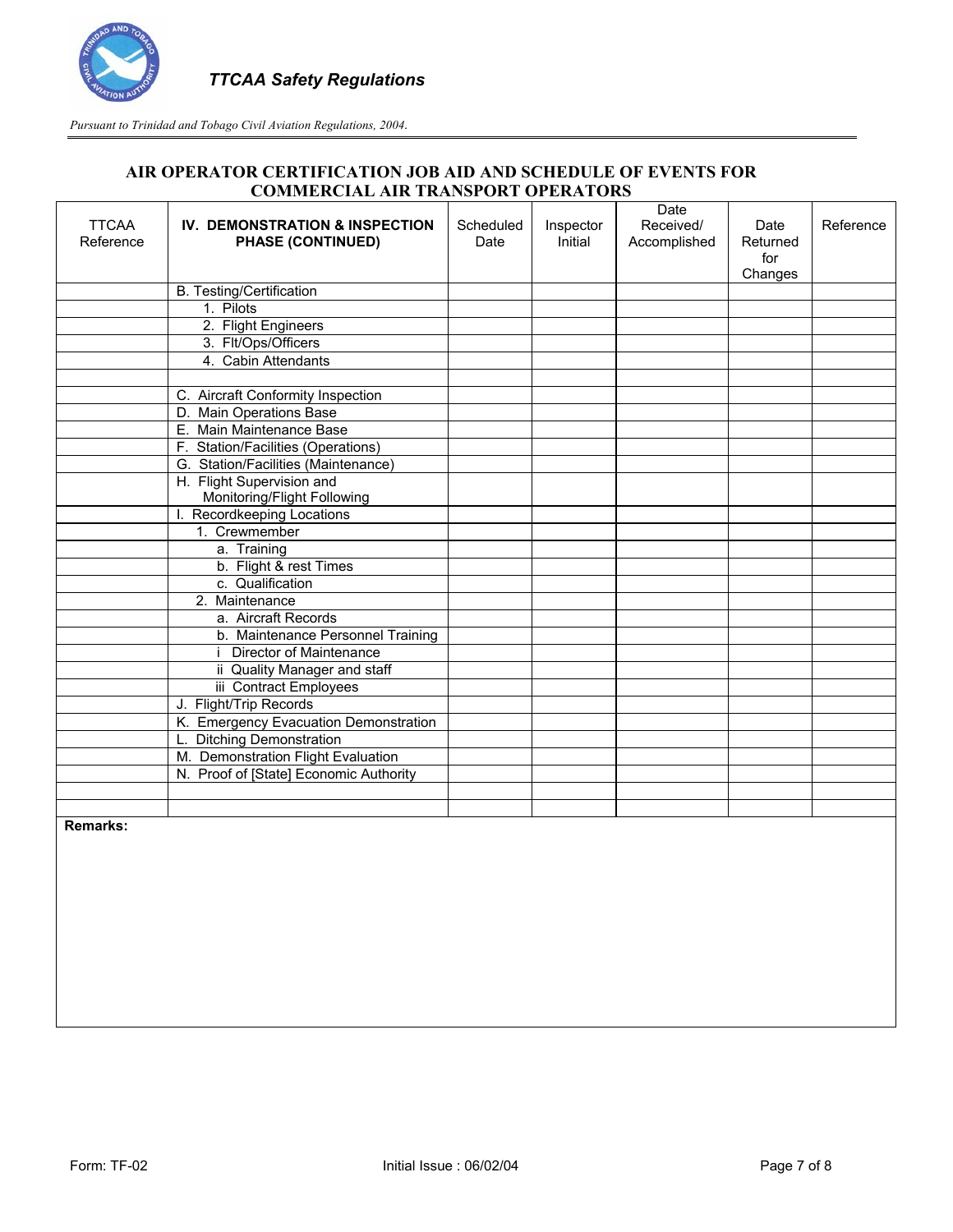*Pursuant to Trinidad and Tobago Civil Aviation Regulations, 2004.*

## AIR OPERATOR CERTIFICATION JOB AID AND SCHEDULE OF EVENTS FOR COMMERCIAL AIR TRANSPORT OPERATORS

| TTCAA Reference | **IV. DEMONSTRATION & INSPECTION PHASE (CONTINUED)** | Scheduled Date | Inspector Initial | Date Received/ Accomplished | Date Returned for Changes | Reference |
|---|---|---|---|---|---|---|
| | B. Testing/Certification | | | | | |
| | 1. Pilots | | | | | |
| | 2. Flight Engineers | | | | | |
| | 3. Flt/Ops/Officers | | | | | |
| | 4. Cabin Attendants | | | | | |
| | | | | | | |
| | C. Aircraft Conformity Inspection | | | | | |
| | D. Main Operations Base | | | | | |
| | E. Main Maintenance Base | | | | | |
| | F. Station/Facilities (Operations) | | | | | |
| | G. Station/Facilities (Maintenance) | | | | | |
| | H. Flight Supervision and Monitoring/Flight Following | | | | | |
| | I. Recordkeeping Locations | | | | | |
| | 1. Crewmember | | | | | |
| | a. Training | | | | | |
| | b. Flight & rest Times | | | | | |
| | c. Qualification | | | | | |
| | 2. Maintenance | | | | | |
| | a. Aircraft Records | | | | | |
| | b. Maintenance Personnel Training | | | | | |
| | i Director of Maintenance | | | | | |
| | ii Quality Manager and staff | | | | | |
| | iii Contract Employees | | | | | |
| | J. Flight/Trip Records | | | | | |
| | K. Emergency Evacuation Demonstration | | | | | |
| | L. Ditching Demonstration | | | | | |
| | M. Demonstration Flight Evaluation | | | | | |
| | N. Proof of [State] Economic Authority | | | | | |
| | | | | | | |
| | | | | | | |

**Remarks:**

Form: TF-02 Initial Issue : 06/02/04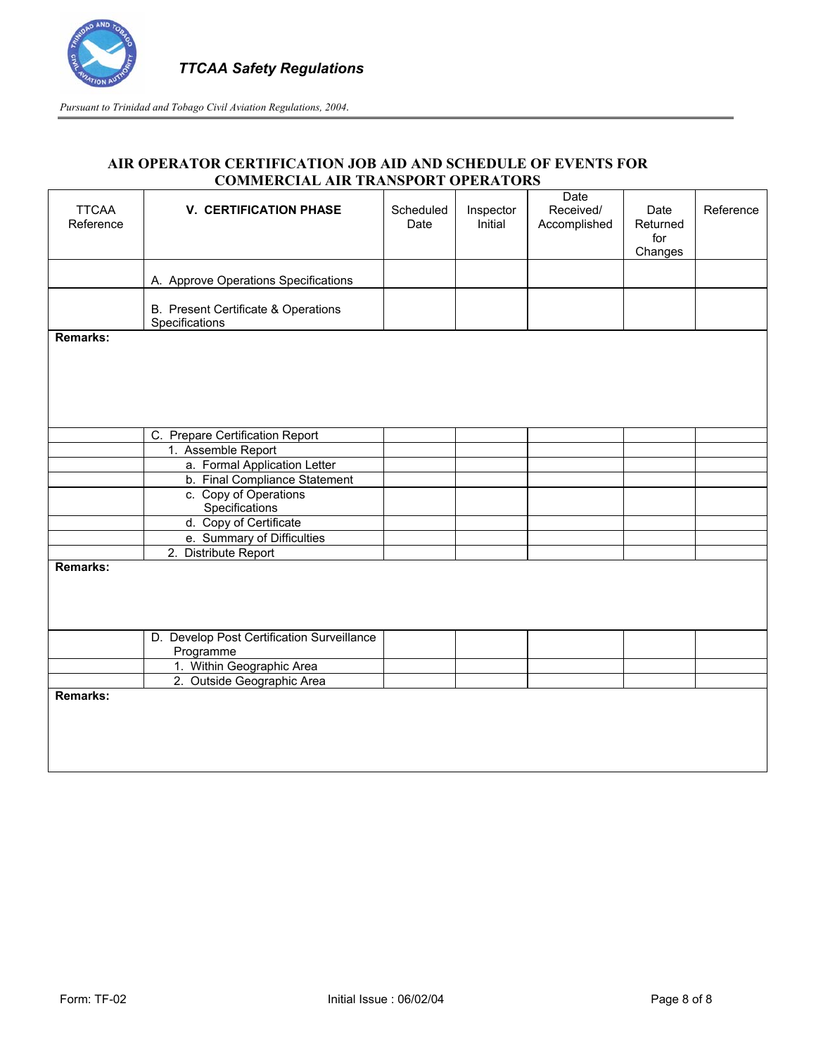*TTCAA Safety Regulations*

*Pursuant to Trinidad and Tobago Civil Aviation Regulations, 2004.*

## AIR OPERATOR CERTIFICATION JOB AID AND SCHEDULE OF EVENTS FOR COMMERCIAL AIR TRANSPORT OPERATORS

| TTCAA Reference | V. CERTIFICATION PHASE | Scheduled Date | Inspector Initial | Date Received/ Accomplished | Date Returned for Changes | Reference |
|---|---|---|---|---|---|---|
| | A. Approve Operations Specifications | | | | | |
| | B. Present Certificate & Operations Specifications | | | | | |
| **Remarks:** | | | | | | |
| | C. Prepare Certification Report | | | | | |
| | 1. Assemble Report | | | | | |
| | a. Formal Application Letter | | | | | |
| | b. Final Compliance Statement | | | | | |
| | c. Copy of Operations Specifications | | | | | |
| | d. Copy of Certificate | | | | | |
| | e. Summary of Difficulties | | | | | |
| | 2. Distribute Report | | | | | |
| **Remarks:** | | | | | | |
| | D. Develop Post Certification Surveillance Programme | | | | | |
| | 1. Within Geographic Area | | | | | |
| | 2. Outside Geographic Area | | | | | |
| **Remarks:** | | | | | | |

Form: TF-02 Initial Issue : 06/02/04